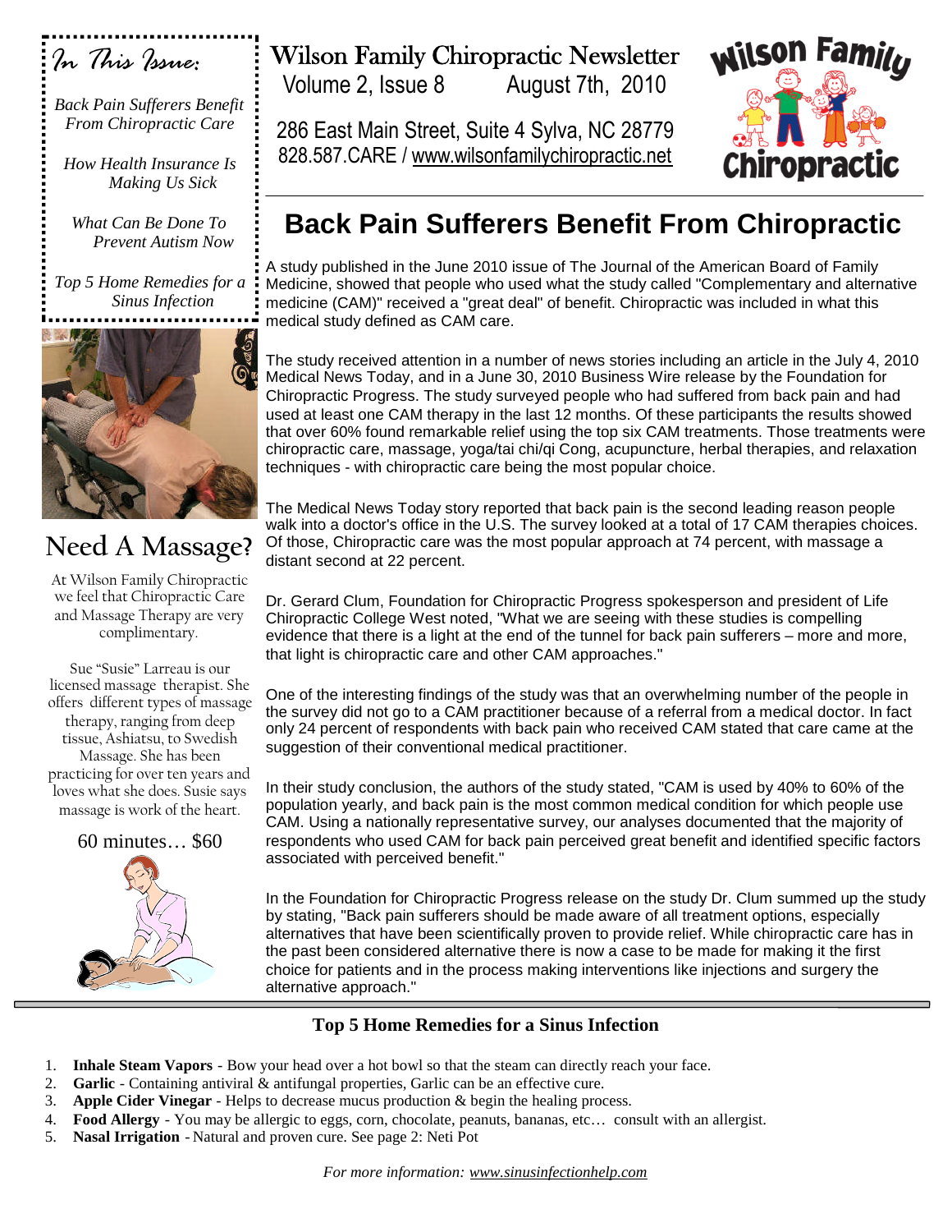# Wilson Family Chiropractic Newsletter

Volume 2, Issue 8 August 7th, 2010

286 East Main Street, Suite 4 Sylva, NC 28779
828.587.CARE / www.wilsonfamilychiropractic.net

*In This Issue:*

*Back Pain Sufferers Benefit From Chiropractic Care*

*How Health Insurance Is Making Us Sick*

*What Can Be Done To Prevent Autism Now*

*Top 5 Home Remedies for a Sinus Infection*

## Back Pain Sufferers Benefit From Chiropractic

A study published in the June 2010 issue of The Journal of the American Board of Family Medicine, showed that people who used what the study called "Complementary and alternative medicine (CAM)" received a "great deal" of benefit. Chiropractic was included in what this medical study defined as CAM care.

The study received attention in a number of news stories including an article in the July 4, 2010 Medical News Today, and in a June 30, 2010 Business Wire release by the Foundation for Chiropractic Progress. The study surveyed people who had suffered from back pain and had used at least one CAM therapy in the last 12 months. Of these participants the results showed that over 60% found remarkable relief using the top six CAM treatments. Those treatments were chiropractic care, massage, yoga/tai chi/qi Cong, acupuncture, herbal therapies, and relaxation techniques - with chiropractic care being the most popular choice.

The Medical News Today story reported that back pain is the second leading reason people walk into a doctor's office in the U.S. The survey looked at a total of 17 CAM therapies choices. Of those, Chiropractic care was the most popular approach at 74 percent, with massage a distant second at 22 percent.

Dr. Gerard Clum, Foundation for Chiropractic Progress spokesperson and president of Life Chiropractic College West noted, "What we are seeing with these studies is compelling evidence that there is a light at the end of the tunnel for back pain sufferers – more and more, that light is chiropractic care and other CAM approaches."

One of the interesting findings of the study was that an overwhelming number of the people in the survey did not go to a CAM practitioner because of a referral from a medical doctor. In fact only 24 percent of respondents with back pain who received CAM stated that care came at the suggestion of their conventional medical practitioner.

In their study conclusion, the authors of the study stated, "CAM is used by 40% to 60% of the population yearly, and back pain is the most common medical condition for which people use CAM. Using a nationally representative survey, our analyses documented that the majority of respondents who used CAM for back pain perceived great benefit and identified specific factors associated with perceived benefit."

In the Foundation for Chiropractic Progress release on the study Dr. Clum summed up the study by stating, "Back pain sufferers should be made aware of all treatment options, especially alternatives that have been scientifically proven to provide relief. While chiropractic care has in the past been considered alternative there is now a case to be made for making it the first choice for patients and in the process making interventions like injections and surgery the alternative approach."

## Need A Massage?

At Wilson Family Chiropractic we feel that Chiropractic Care and Massage Therapy are very complimentary.

Sue "Susie" Larreau is our licensed massage therapist. She offers different types of massage therapy, ranging from deep tissue, Ashiatsu, to Swedish Massage. She has been practicing for over ten years and loves what she does. Susie says massage is work of the heart.

60 minutes… $60

## Top 5 Home Remedies for a Sinus Infection

1. **Inhale Steam Vapors** - Bow your head over a hot bowl so that the steam can directly reach your face.
2. **Garlic** - Containing antiviral & antifungal properties, Garlic can be an effective cure.
3. **Apple Cider Vinegar** - Helps to decrease mucus production & begin the healing process.
4. **Food Allergy** - You may be allergic to eggs, corn, chocolate, peanuts, bananas, etc… consult with an allergist.
5. **Nasal Irrigation** - Natural and proven cure. See page 2: Neti Pot

*For more information: www.sinusinfectionhelp.com*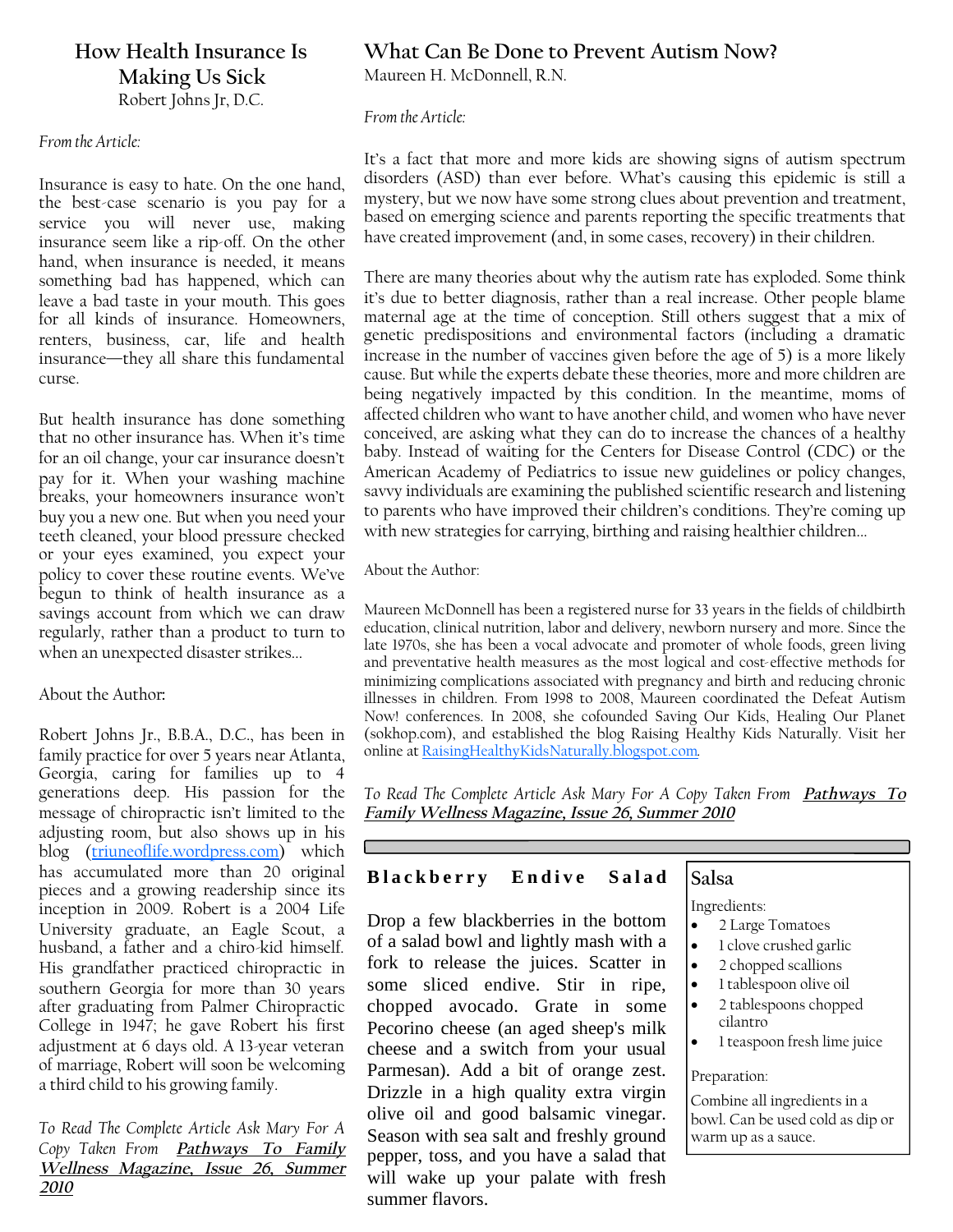## How Health Insurance Is Making Us Sick

Robert Johns Jr, D.C.

*From the Article:*

Insurance is easy to hate. On the one hand, the best-case scenario is you pay for a service you will never use, making insurance seem like a rip-off. On the other hand, when insurance is needed, it means something bad has happened, which can leave a bad taste in your mouth. This goes for all kinds of insurance. Homeowners, renters, business, car, life and health insurance—they all share this fundamental curse.

But health insurance has done something that no other insurance has. When it's time for an oil change, your car insurance doesn't pay for it. When your washing machine breaks, your homeowners insurance won't buy you a new one. But when you need your teeth cleaned, your blood pressure checked or your eyes examined, you expect your policy to cover these routine events. We've begun to think of health insurance as a savings account from which we can draw regularly, rather than a product to turn to when an unexpected disaster strikes…

About the Author:

Robert Johns Jr., B.B.A., D.C., has been in family practice for over 5 years near Atlanta, Georgia, caring for families up to 4 generations deep. His passion for the message of chiropractic isn't limited to the adjusting room, but also shows up in his blog (triuneoflife.wordpress.com) which has accumulated more than 20 original pieces and a growing readership since its inception in 2009. Robert is a 2004 Life University graduate, an Eagle Scout, a husband, a father and a chiro-kid himself. His grandfather practiced chiropractic in southern Georgia for more than 30 years after graduating from Palmer Chiropractic College in 1947; he gave Robert his first adjustment at 6 days old. A 13-year veteran of marriage, Robert will soon be welcoming a third child to his growing family.

*To Read The Complete Article Ask Mary For A Copy Taken From* ***Pathways To Family Wellness Magazine, Issue 26, Summer 2010***

## What Can Be Done to Prevent Autism Now?

Maureen H. McDonnell, R.N.

*From the Article:*

It's a fact that more and more kids are showing signs of autism spectrum disorders (ASD) than ever before. What's causing this epidemic is still a mystery, but we now have some strong clues about prevention and treatment, based on emerging science and parents reporting the specific treatments that have created improvement (and, in some cases, recovery) in their children.

There are many theories about why the autism rate has exploded. Some think it's due to better diagnosis, rather than a real increase. Other people blame maternal age at the time of conception. Still others suggest that a mix of genetic predispositions and environmental factors (including a dramatic increase in the number of vaccines given before the age of 5) is a more likely cause. But while the experts debate these theories, more and more children are being negatively impacted by this condition. In the meantime, moms of affected children who want to have another child, and women who have never conceived, are asking what they can do to increase the chances of a healthy baby. Instead of waiting for the Centers for Disease Control (CDC) or the American Academy of Pediatrics to issue new guidelines or policy changes, savvy individuals are examining the published scientific research and listening to parents who have improved their children's conditions. They're coming up with new strategies for carrying, birthing and raising healthier children…

About the Author:

Maureen McDonnell has been a registered nurse for 33 years in the fields of childbirth education, clinical nutrition, labor and delivery, newborn nursery and more. Since the late 1970s, she has been a vocal advocate and promoter of whole foods, green living and preventative health measures as the most logical and cost-effective methods for minimizing complications associated with pregnancy and birth and reducing chronic illnesses in children. From 1998 to 2008, Maureen coordinated the Defeat Autism Now! conferences. In 2008, she cofounded Saving Our Kids, Healing Our Planet (sokhop.com), and established the blog Raising Healthy Kids Naturally. Visit her online at RaisingHealthyKidsNaturally.blogspot.com.

*To Read The Complete Article Ask Mary For A Copy Taken From* ***Pathways To Family Wellness Magazine, Issue 26, Summer 2010***

## Blackberry Endive Salad

Drop a few blackberries in the bottom of a salad bowl and lightly mash with a fork to release the juices. Scatter in some sliced endive. Stir in ripe, chopped avocado. Grate in some Pecorino cheese (an aged sheep's milk cheese and a switch from your usual Parmesan). Add a bit of orange zest. Drizzle in a high quality extra virgin olive oil and good balsamic vinegar. Season with sea salt and freshly ground pepper, toss, and you have a salad that will wake up your palate with fresh summer flavors.

## Salsa

Ingredients:

- 2 Large Tomatoes
- 1 clove crushed garlic
- 2 chopped scallions
- 1 tablespoon olive oil
- 2 tablespoons chopped cilantro
- 1 teaspoon fresh lime juice

Preparation:

Combine all ingredients in a bowl. Can be used cold as dip or warm up as a sauce.